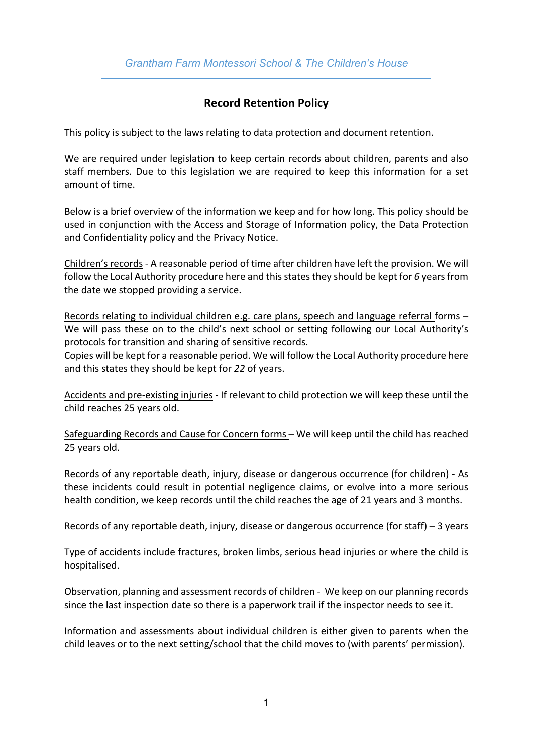Grantham Farm Montessori School & The Children's House

## Record Retention Policy

This policy is subject to the laws relating to data protection and document retention.

We are required under legislation to keep certain records about children, parents and also staff members. Due to this legislation we are required to keep this information for a set amount of time.

Below is a brief overview of the information we keep and for how long. This policy should be used in conjunction with the Access and Storage of Information policy, the Data Protection and Confidentiality policy and the Privacy Notice.

<u>Children's records</u> - A reasonable period of time after children have left the provision. We will follow the Local Authority procedure here and this states they should be kept for *6* years from the date we stopped providing a service.

<u>Records relating to individual children e.g. care plans, speech and language referral</u> forms – We will pass these on to the child's next school or setting following our Local Authority's protocols for transition and sharing of sensitive records.
Copies will be kept for a reasonable period. We will follow the Local Authority procedure here and this states they should be kept for *22* of years.

<u>Accidents and pre-existing injuries</u> - If relevant to child protection we will keep these until the child reaches 25 years old.

<u>Safeguarding Records and Cause for Concern forms</u> – We will keep until the child has reached 25 years old.

<u>Records of any reportable death, injury, disease or dangerous occurrence (for children)</u> - As these incidents could result in potential negligence claims, or evolve into a more serious health condition, we keep records until the child reaches the age of 21 years and 3 months.

<u>Records of any reportable death, injury, disease or dangerous occurrence (for staff)</u> – 3 years

Type of accidents include fractures, broken limbs, serious head injuries or where the child is hospitalised.

<u>Observation, planning and assessment records of children</u> - We keep on our planning records since the last inspection date so there is a paperwork trail if the inspector needs to see it.

Information and assessments about individual children is either given to parents when the child leaves or to the next setting/school that the child moves to (with parents' permission).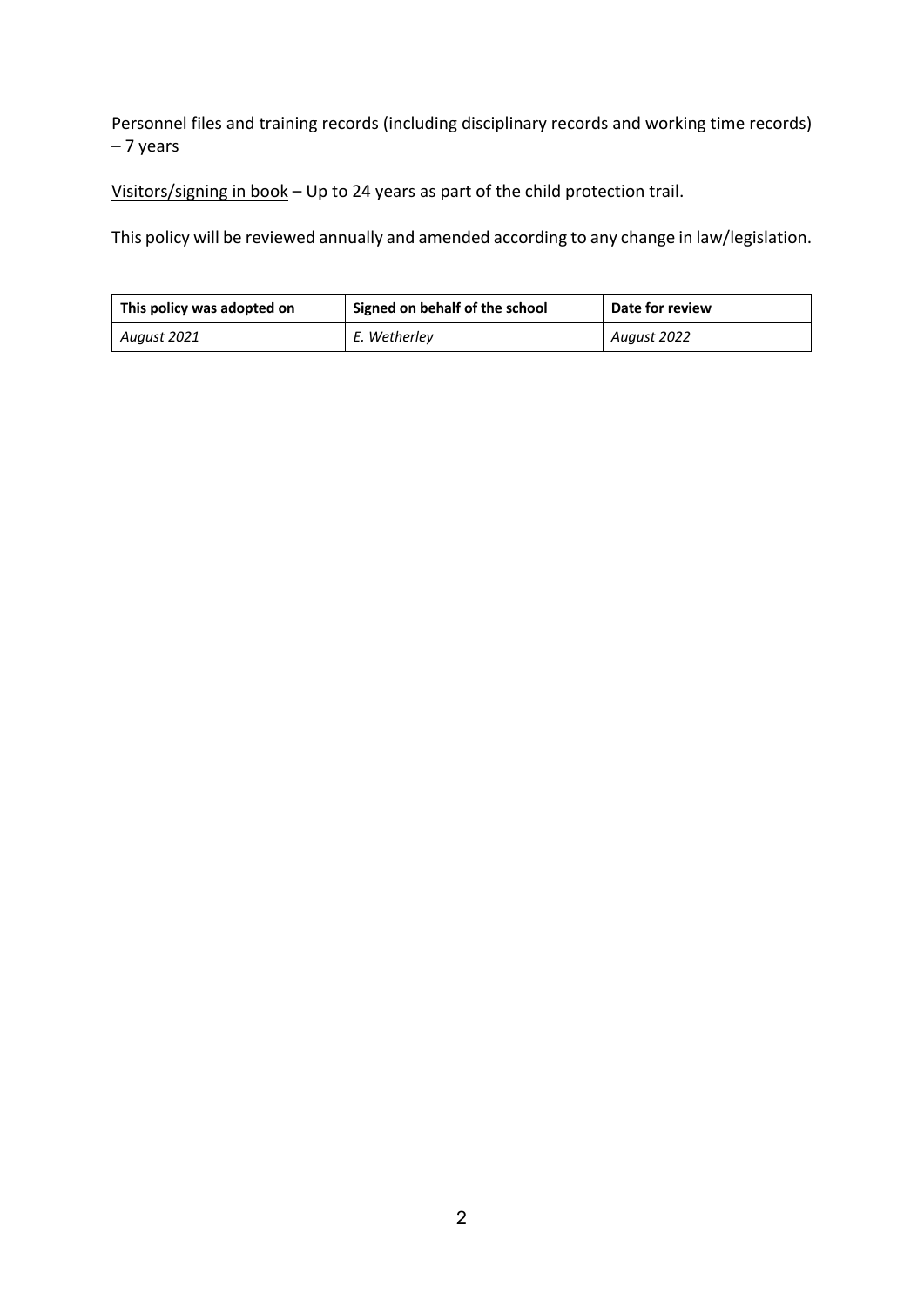<u>Personnel files and training records (including disciplinary records and working time records)</u> – 7 years

<u>Visitors/signing in book</u> – Up to 24 years as part of the child protection trail.

This policy will be reviewed annually and amended according to any change in law/legislation.

| **This policy was adopted on** | **Signed on behalf of the school** | **Date for review** |
| --- | --- | --- |
| *August 2021* | *E. Wetherley* | *August 2022* |